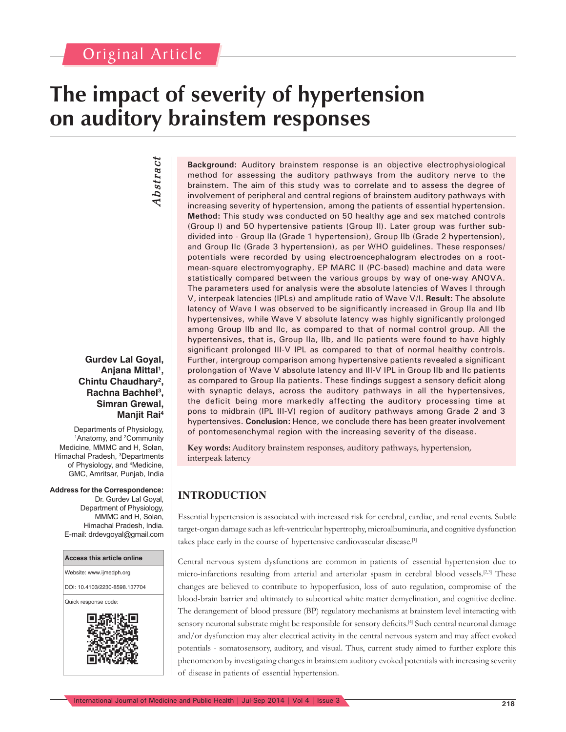Original Article

# The impact of severity of hypertension on auditory brainstem responses

**Gurdev Lal Goyal, Anjana Mittal[1], Chintu Chaudhary[2], Rachna Bachhel[3], Simran Grewal, Manjit Rai[4]**

Departments of Physiology, [1]Anatomy, and [2]Community Medicine, MMMC and H, Solan, Himachal Pradesh, [3]Departments of Physiology, and [4]Medicine, GMC, Amritsar, Punjab, India

**Address for the Correspondence:**
Dr. Gurdev Lal Goyal, Department of Physiology, MMMC and H, Solan, Himachal Pradesh, India.
E-mail: drdevgoyal@gmail.com

| Access this article online |
|---|
| Website: www.ijmedph.org |
| DOI: 10.4103/2230-8598.137704 |
| Quick response code: |

## *Abstract*

**Background:** Auditory brainstem response is an objective electrophysiological method for assessing the auditory pathways from the auditory nerve to the brainstem. The aim of this study was to correlate and to assess the degree of involvement of peripheral and central regions of brainstem auditory pathways with increasing severity of hypertension, among the patients of essential hypertension. **Method:** This study was conducted on 50 healthy age and sex matched controls (Group I) and 50 hypertensive patients (Group II). Later group was further sub-divided into - Group IIa (Grade 1 hypertension), Group IIb (Grade 2 hypertension), and Group IIc (Grade 3 hypertension), as per WHO guidelines. These responses/potentials were recorded by using electroencephalogram electrodes on a root-mean-square electromyography, EP MARC II (PC-based) machine and data were statistically compared between the various groups by way of one-way ANOVA. The parameters used for analysis were the absolute latencies of Waves I through V, interpeak latencies (IPLs) and amplitude ratio of Wave V/I. **Result:** The absolute latency of Wave I was observed to be significantly increased in Group IIa and IIb hypertensives, while Wave V absolute latency was highly significantly prolonged among Group IIb and IIc, as compared to that of normal control group. All the hypertensives, that is, Group IIa, IIb, and IIc patients were found to have highly significant prolonged III-V IPL as compared to that of normal healthy controls. Further, intergroup comparison among hypertensive patients revealed a significant prolongation of Wave V absolute latency and III-V IPL in Group IIb and IIc patients as compared to Group IIa patients. These findings suggest a sensory deficit along with synaptic delays, across the auditory pathways in all the hypertensives, the deficit being more markedly affecting the auditory processing time at pons to midbrain (IPL III-V) region of auditory pathways among Grade 2 and 3 hypertensives. **Conclusion:** Hence, we conclude there has been greater involvement of pontomesenchymal region with the increasing severity of the disease.

**Key words:** Auditory brainstem responses, auditory pathways, hypertension, interpeak latency

## INTRODUCTION

Essential hypertension is associated with increased risk for cerebral, cardiac, and renal events. Subtle target-organ damage such as left-ventricular hypertrophy, microalbuminuria, and cognitive dysfunction takes place early in the course of hypertensive cardiovascular disease.[1]

Central nervous system dysfunctions are common in patients of essential hypertension due to micro-infarctions resulting from arterial and arteriolar spasm in cerebral blood vessels.[2,3] These changes are believed to contribute to hypoperfusion, loss of auto regulation, compromise of the blood-brain barrier and ultimately to subcortical white matter demyelination, and cognitive decline. The derangement of blood pressure (BP) regulatory mechanisms at brainstem level interacting with sensory neuronal substrate might be responsible for sensory deficits.[4] Such central neuronal damage and/or dysfunction may alter electrical activity in the central nervous system and may affect evoked potentials - somatosensory, auditory, and visual. Thus, current study aimed to further explore this phenomenon by investigating changes in brainstem auditory evoked potentials with increasing severity of disease in patients of essential hypertension.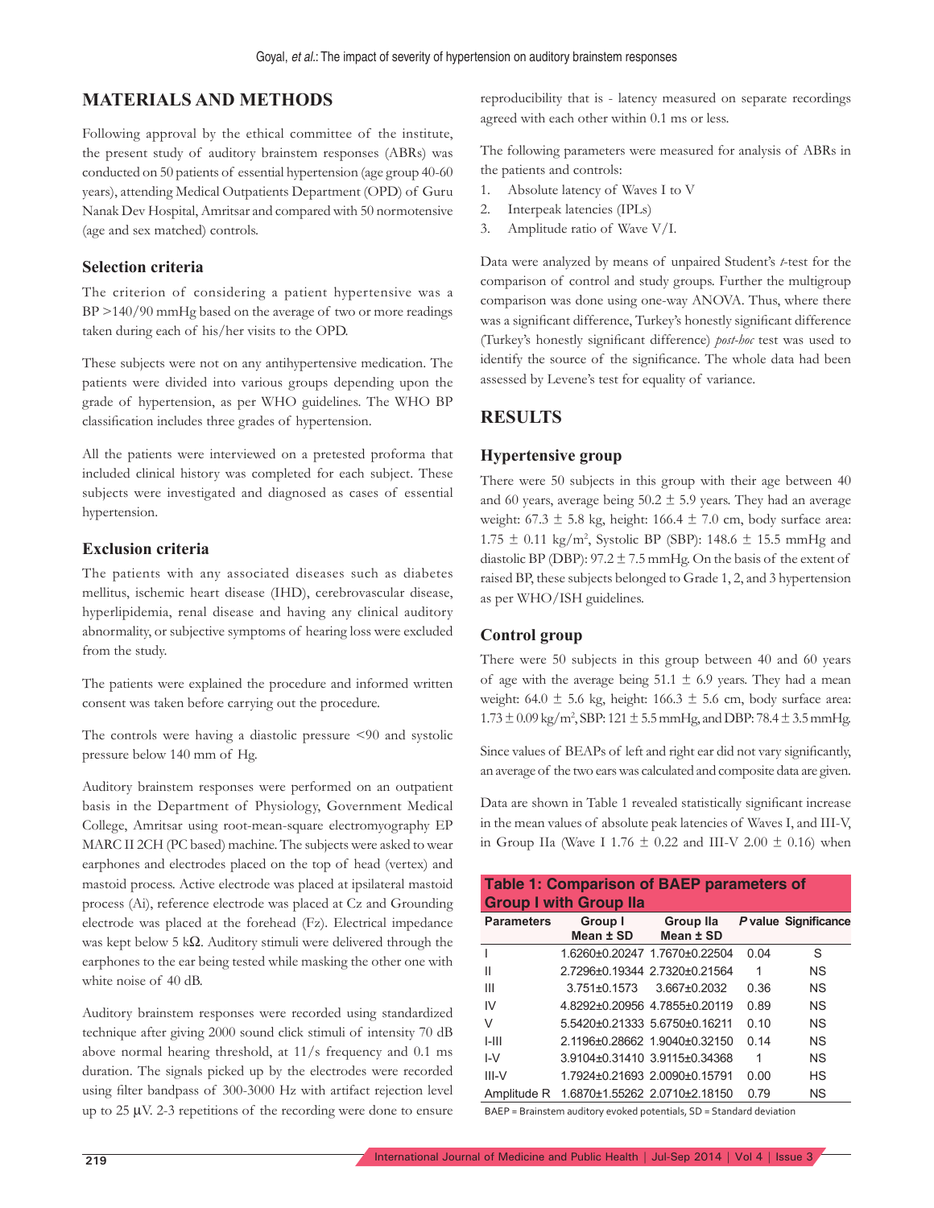## MATERIALS AND METHODS

Following approval by the ethical committee of the institute, the present study of auditory brainstem responses (ABRs) was conducted on 50 patients of essential hypertension (age group 40-60 years), attending Medical Outpatients Department (OPD) of Guru Nanak Dev Hospital, Amritsar and compared with 50 normotensive (age and sex matched) controls.

### Selection criteria

The criterion of considering a patient hypertensive was a BP >140/90 mmHg based on the average of two or more readings taken during each of his/her visits to the OPD.

These subjects were not on any antihypertensive medication. The patients were divided into various groups depending upon the grade of hypertension, as per WHO guidelines. The WHO BP classification includes three grades of hypertension.

All the patients were interviewed on a pretested proforma that included clinical history was completed for each subject. These subjects were investigated and diagnosed as cases of essential hypertension.

### Exclusion criteria

The patients with any associated diseases such as diabetes mellitus, ischemic heart disease (IHD), cerebrovascular disease, hyperlipidemia, renal disease and having any clinical auditory abnormality, or subjective symptoms of hearing loss were excluded from the study.

The patients were explained the procedure and informed written consent was taken before carrying out the procedure.

The controls were having a diastolic pressure <90 and systolic pressure below 140 mm of Hg.

Auditory brainstem responses were performed on an outpatient basis in the Department of Physiology, Government Medical College, Amritsar using root-mean-square electromyography EP MARC II 2CH (PC based) machine. The subjects were asked to wear earphones and electrodes placed on the top of head (vertex) and mastoid process. Active electrode was placed at ipsilateral mastoid process (Ai), reference electrode was placed at Cz and Grounding electrode was placed at the forehead (Fz). Electrical impedance was kept below 5 kΩ. Auditory stimuli were delivered through the earphones to the ear being tested while masking the other one with white noise of 40 dB.

Auditory brainstem responses were recorded using standardized technique after giving 2000 sound click stimuli of intensity 70 dB above normal hearing threshold, at 11/s frequency and 0.1 ms duration. The signals picked up by the electrodes were recorded using filter bandpass of 300-3000 Hz with artifact rejection level up to 25 μV. 2-3 repetitions of the recording were done to ensure reproducibility that is - latency measured on separate recordings agreed with each other within 0.1 ms or less.

The following parameters were measured for analysis of ABRs in the patients and controls:

1. Absolute latency of Waves I to V
2. Interpeak latencies (IPLs)
3. Amplitude ratio of Wave V/I.

Data were analyzed by means of unpaired Student's *t*-test for the comparison of control and study groups. Further the multigroup comparison was done using one-way ANOVA. Thus, where there was a significant difference, Turkey's honestly significant difference (Turkey's honestly significant difference) *post-hoc* test was used to identify the source of the significance. The whole data had been assessed by Levene's test for equality of variance.

## RESULTS

### Hypertensive group

There were 50 subjects in this group with their age between 40 and 60 years, average being 50.2 ± 5.9 years. They had an average weight: 67.3 ± 5.8 kg, height: 166.4 ± 7.0 cm, body surface area: 1.75 ± 0.11 kg/m$^2$, Systolic BP (SBP): 148.6 ± 15.5 mmHg and diastolic BP (DBP): 97.2 ± 7.5 mmHg. On the basis of the extent of raised BP, these subjects belonged to Grade 1, 2, and 3 hypertension as per WHO/ISH guidelines.

### Control group

There were 50 subjects in this group between 40 and 60 years of age with the average being 51.1 ± 6.9 years. They had a mean weight: 64.0 ± 5.6 kg, height: 166.3 ± 5.6 cm, body surface area: 1.73 ± 0.09 kg/m$^2$, SBP: 121 ± 5.5 mmHg, and DBP: 78.4 ± 3.5 mmHg.

Since values of BEAPs of left and right ear did not vary significantly, an average of the two ears was calculated and composite data are given.

Data are shown in Table 1 revealed statistically significant increase in the mean values of absolute peak latencies of Waves I, and III-V, in Group IIa (Wave I 1.76 ± 0.22 and III-V 2.00 ± 0.16) when

**Table 1: Comparison of BAEP parameters of Group I with Group IIa**

| Parameters | Group I Mean ± SD | Group IIa Mean ± SD | *P* value | Significance |
|---|---|---|---|---|
| I | 1.6260±0.20247 | 1.7670±0.22504 | 0.04 | S |
| II | 2.7296±0.19344 | 2.7320±0.21564 | 1 | NS |
| III | 3.751±0.1573 | 3.667±0.2032 | 0.36 | NS |
| IV | 4.8292±0.20956 | 4.7855±0.20119 | 0.89 | NS |
| V | 5.5420±0.21333 | 5.6750±0.16211 | 0.10 | NS |
| I-III | 2.1196±0.28662 | 1.9040±0.32150 | 0.14 | NS |
| I-V | 3.9104±0.31410 | 3.9115±0.34368 | 1 | NS |
| III-V | 1.7924±0.21693 | 2.0090±0.15791 | 0.00 | HS |
| Amplitude R | 1.6870±1.55262 | 2.0710±2.18150 | 0.79 | NS |

BAEP = Brainstem auditory evoked potentials, SD = Standard deviation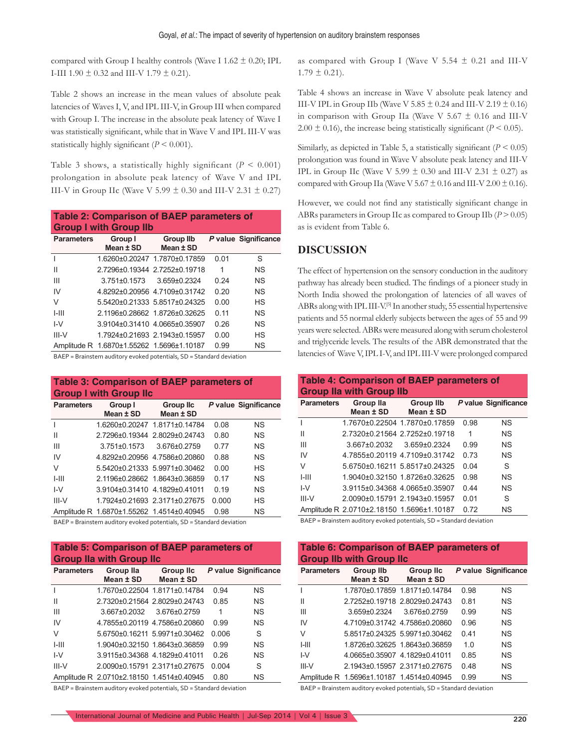compared with Group I healthy controls (Wave I 1.62 ± 0.20; IPL I-III 1.90 ± 0.32 and III-V 1.79 ± 0.21).

Table 2 shows an increase in the mean values of absolute peak latencies of Waves I, V, and IPL III-V, in Group III when compared with Group I. The increase in the absolute peak latency of Wave I was statistically significant, while that in Wave V and IPL III-V was statistically highly significant ($P < 0.001$).

Table 3 shows, a statistically highly significant ($P < 0.001$) prolongation in absolute peak latency of Wave V and IPL III-V in Group IIc (Wave V 5.99 ± 0.30 and III-V 2.31 ± 0.27) as compared with Group I (Wave V 5.54 ± 0.21 and III-V 1.79 ± 0.21).

**Table 2: Comparison of BAEP parameters of Group I with Group IIb**

| Parameters | Group I Mean ± SD | Group IIb Mean ± SD | *P* value | Significance |
|---|---|---|---|---|
| I | 1.6260±0.20247 | 1.7870±0.17859 | 0.01 | S |
| II | 2.7296±0.19344 | 2.7252±0.19718 | 1 | NS |
| III | 3.751±0.1573 | 3.659±0.2324 | 0.24 | NS |
| IV | 4.8292±0.20956 | 4.7109±0.31742 | 0.20 | NS |
| V | 5.5420±0.21333 | 5.8517±0.24325 | 0.00 | HS |
| I-III | 2.1196±0.28662 | 1.8726±0.32625 | 0.11 | NS |
| I-V | 3.9104±0.31410 | 4.0665±0.35907 | 0.26 | NS |
| III-V | 1.7924±0.21693 | 2.1943±0.15957 | 0.00 | HS |
| Amplitude R | 1.6870±1.55262 | 1.5696±1.10187 | 0.99 | NS |

BAEP = Brainstem auditory evoked potentials, SD = Standard deviation

**Table 3: Comparison of BAEP parameters of Group I with Group IIc**

| Parameters | Group I Mean ± SD | Group IIc Mean ± SD | *P* value | Significance |
|---|---|---|---|---|
| I | 1.6260±0.20247 | 1.8171±0.14784 | 0.08 | NS |
| II | 2.7296±0.19344 | 2.8029±0.24743 | 0.80 | NS |
| III | 3.751±0.1573 | 3.676±0.2759 | 0.77 | NS |
| IV | 4.8292±0.20956 | 4.7586±0.20860 | 0.88 | NS |
| V | 5.5420±0.21333 | 5.9971±0.30462 | 0.00 | HS |
| I-III | 2.1196±0.28662 | 1.8643±0.36859 | 0.17 | NS |
| I-V | 3.9104±0.31410 | 4.1829±0.41011 | 0.19 | NS |
| III-V | 1.7924±0.21693 | 2.3171±0.27675 | 0.000 | HS |
| Amplitude R | 1.6870±1.55262 | 1.4514±0.40945 | 0.98 | NS |

BAEP = Brainstem auditory evoked potentials, SD = Standard deviation

**Table 5: Comparison of BAEP parameters of Group IIa with Group IIc**

| Parameters | Group IIa Mean ± SD | Group IIc Mean ± SD | *P* value | Significance |
|---|---|---|---|---|
| I | 1.7670±0.22504 | 1.8171±0.14784 | 0.94 | NS |
| II | 2.7320±0.21564 | 2.8029±0.24743 | 0.85 | NS |
| III | 3.667±0.2032 | 3.676±0.2759 | 1 | NS |
| IV | 4.7855±0.20119 | 4.7586±0.20860 | 0.99 | NS |
| V | 5.6750±0.16211 | 5.9971±0.30462 | 0.006 | S |
| I-III | 1.9040±0.32150 | 1.8643±0.36859 | 0.99 | NS |
| I-V | 3.9115±0.34368 | 4.1829±0.41011 | 0.26 | NS |
| III-V | 2.0090±0.15791 | 2.3171±0.27675 | 0.004 | S |
| Amplitude R | 2.0710±2.18150 | 1.4514±0.40945 | 0.80 | NS |

BAEP = Brainstem auditory evoked potentials, SD = Standard deviation

Table 4 shows an increase in Wave V absolute peak latency and III-V IPL in Group IIb (Wave V 5.85 ± 0.24 and III-V 2.19 ± 0.16) in comparison with Group IIa (Wave V 5.67 ± 0.16 and III-V 2.00 ± 0.16), the increase being statistically significant ($P < 0.05$).

Similarly, as depicted in Table 5, a statistically significant ($P < 0.05$) prolongation was found in Wave V absolute peak latency and III-V IPL in Group IIc (Wave V 5.99 ± 0.30 and III-V 2.31 ± 0.27) as compared with Group IIa (Wave V 5.67 ± 0.16 and III-V 2.00 ± 0.16).

However, we could not find any statistically significant change in ABRs parameters in Group IIc as compared to Group IIb ($P > 0.05$) as is evident from Table 6.

## DISCUSSION

The effect of hypertension on the sensory conduction in the auditory pathway has already been studied. The findings of a pioneer study in North India showed the prolongation of latencies of all waves of ABRs along with IPL III-V.[5] In another study, 55 essential hypertensive patients and 55 normal elderly subjects between the ages of 55 and 99 years were selected. ABRs were measured along with serum cholesterol and triglyceride levels. The results of the ABR demonstrated that the latencies of Wave V, IPL I-V, and IPL III-V were prolonged compared

**Table 4: Comparison of BAEP parameters of Group IIa with Group IIb**

| Parameters | Group IIa Mean ± SD | Group IIb Mean ± SD | *P* value | Significance |
|---|---|---|---|---|
| I | 1.7670±0.22504 | 1.7870±0.17859 | 0.98 | NS |
| II | 2.7320±0.21564 | 2.7252±0.19718 | 1 | NS |
| III | 3.667±0.2032 | 3.659±0.2324 | 0.99 | NS |
| IV | 4.7855±0.20119 | 4.7109±0.31742 | 0.73 | NS |
| V | 5.6750±0.16211 | 5.8517±0.24325 | 0.04 | S |
| I-III | 1.9040±0.32150 | 1.8726±0.32625 | 0.98 | NS |
| I-V | 3.9115±0.34368 | 4.0665±0.35907 | 0.44 | NS |
| III-V | 2.0090±0.15791 | 2.1943±0.15957 | 0.01 | S |
| Amplitude R | 2.0710±2.18150 | 1.5696±1.10187 | 0.72 | NS |

BAEP = Brainstem auditory evoked potentials, SD = Standard deviation

**Table 6: Comparison of BAEP parameters of Group IIb with Group IIc**

| Parameters | Group IIb Mean ± SD | Group IIc Mean ± SD | *P* value | Significance |
|---|---|---|---|---|
| I | 1.7870±0.17859 | 1.8171±0.14784 | 0.98 | NS |
| II | 2.7252±0.19718 | 2.8029±0.24743 | 0.81 | NS |
| III | 3.659±0.2324 | 3.676±0.2759 | 0.99 | NS |
| IV | 4.7109±0.31742 | 4.7586±0.20860 | 0.96 | NS |
| V | 5.8517±0.24325 | 5.9971±0.30462 | 0.41 | NS |
| I-III | 1.8726±0.32625 | 1.8643±0.36859 | 1.0 | NS |
| I-V | 4.0665±0.35907 | 4.1829±0.41011 | 0.85 | NS |
| III-V | 2.1943±0.15957 | 2.3171±0.27675 | 0.48 | NS |
| Amplitude R | 1.5696±1.10187 | 1.4514±0.40945 | 0.99 | NS |

BAEP = Brainstem auditory evoked potentials, SD = Standard deviation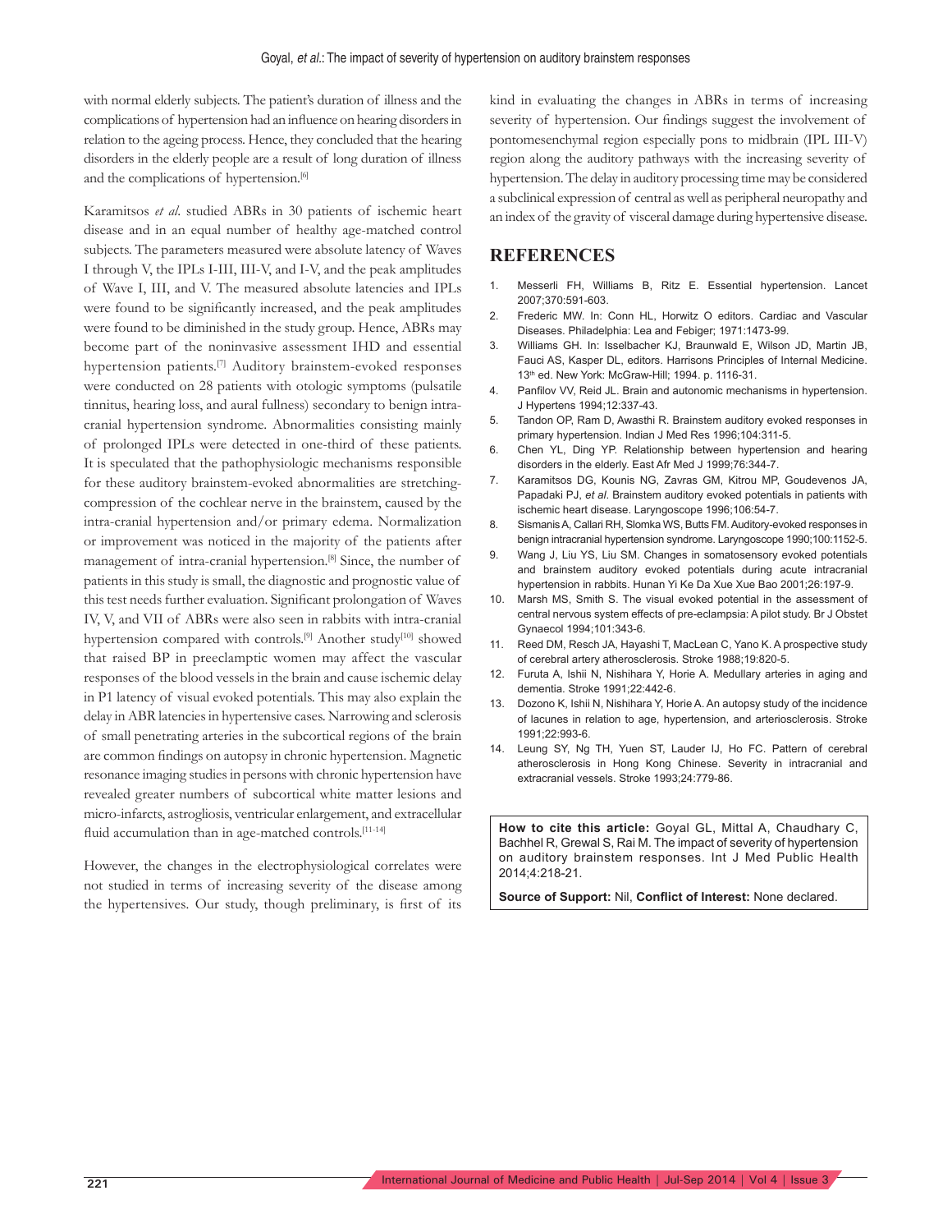with normal elderly subjects. The patient's duration of illness and the complications of hypertension had an influence on hearing disorders in relation to the ageing process. Hence, they concluded that the hearing disorders in the elderly people are a result of long duration of illness and the complications of hypertension.[6]

Karamitsos *et al*. studied ABRs in 30 patients of ischemic heart disease and in an equal number of healthy age-matched control subjects. The parameters measured were absolute latency of Waves I through V, the IPLs I-III, III-V, and I-V, and the peak amplitudes of Wave I, III, and V. The measured absolute latencies and IPLs were found to be significantly increased, and the peak amplitudes were found to be diminished in the study group. Hence, ABRs may become part of the noninvasive assessment IHD and essential hypertension patients.[7] Auditory brainstem-evoked responses were conducted on 28 patients with otologic symptoms (pulsatile tinnitus, hearing loss, and aural fullness) secondary to benign intra-cranial hypertension syndrome. Abnormalities consisting mainly of prolonged IPLs were detected in one-third of these patients. It is speculated that the pathophysiologic mechanisms responsible for these auditory brainstem-evoked abnormalities are stretching-compression of the cochlear nerve in the brainstem, caused by the intra-cranial hypertension and/or primary edema. Normalization or improvement was noticed in the majority of the patients after management of intra-cranial hypertension.[8] Since, the number of patients in this study is small, the diagnostic and prognostic value of this test needs further evaluation. Significant prolongation of Waves IV, V, and VII of ABRs were also seen in rabbits with intra-cranial hypertension compared with controls.[9] Another study[10] showed that raised BP in preeclamptic women may affect the vascular responses of the blood vessels in the brain and cause ischemic delay in P1 latency of visual evoked potentials. This may also explain the delay in ABR latencies in hypertensive cases. Narrowing and sclerosis of small penetrating arteries in the subcortical regions of the brain are common findings on autopsy in chronic hypertension. Magnetic resonance imaging studies in persons with chronic hypertension have revealed greater numbers of subcortical white matter lesions and micro-infarcts, astrogliosis, ventricular enlargement, and extracellular fluid accumulation than in age-matched controls.[11-14]

However, the changes in the electrophysiological correlates were not studied in terms of increasing severity of the disease among the hypertensives. Our study, though preliminary, is first of its kind in evaluating the changes in ABRs in terms of increasing severity of hypertension. Our findings suggest the involvement of pontomesenchymal region especially pons to midbrain (IPL III-V) region along the auditory pathways with the increasing severity of hypertension. The delay in auditory processing time may be considered a subclinical expression of central as well as peripheral neuropathy and an index of the gravity of visceral damage during hypertensive disease.

## REFERENCES

1. Messerli FH, Williams B, Ritz E. Essential hypertension. Lancet 2007;370:591-603.
2. Frederic MW. In: Conn HL, Horwitz O editors. Cardiac and Vascular Diseases. Philadelphia: Lea and Febiger; 1971:1473-99.
3. Williams GH. In: Isselbacher KJ, Braunwald E, Wilson JD, Martin JB, Fauci AS, Kasper DL, editors. Harrisons Principles of Internal Medicine. 13th ed. New York: McGraw-Hill; 1994. p. 1116-31.
4. Panfilov VV, Reid JL. Brain and autonomic mechanisms in hypertension. J Hypertens 1994;12:337-43.
5. Tandon OP, Ram D, Awasthi R. Brainstem auditory evoked responses in primary hypertension. Indian J Med Res 1996;104:311-5.
6. Chen YL, Ding YP. Relationship between hypertension and hearing disorders in the elderly. East Afr Med J 1999;76:344-7.
7. Karamitsos DG, Kounis NG, Zavras GM, Kitrou MP, Goudevenos JA, Papadaki PJ, *et al*. Brainstem auditory evoked potentials in patients with ischemic heart disease. Laryngoscope 1996;106:54-7.
8. Sismanis A, Callari RH, Slomka WS, Butts FM. Auditory-evoked responses in benign intracranial hypertension syndrome. Laryngoscope 1990;100:1152-5.
9. Wang J, Liu YS, Liu SM. Changes in somatosensory evoked potentials and brainstem auditory evoked potentials during acute intracranial hypertension in rabbits. Hunan Yi Ke Da Xue Xue Bao 2001;26:197-9.
10. Marsh MS, Smith S. The visual evoked potential in the assessment of central nervous system effects of pre-eclampsia: A pilot study. Br J Obstet Gynaecol 1994;101:343-6.
11. Reed DM, Resch JA, Hayashi T, MacLean C, Yano K. A prospective study of cerebral artery atherosclerosis. Stroke 1988;19:820-5.
12. Furuta A, Ishii N, Nishihara Y, Horie A. Medullary arteries in aging and dementia. Stroke 1991;22:442-6.
13. Dozono K, Ishii N, Nishihara Y, Horie A. An autopsy study of the incidence of lacunes in relation to age, hypertension, and arteriosclerosis. Stroke 1991;22:993-6.
14. Leung SY, Ng TH, Yuen ST, Lauder IJ, Ho FC. Pattern of cerebral atherosclerosis in Hong Kong Chinese. Severity in intracranial and extracranial vessels. Stroke 1993;24:779-86.

**How to cite this article:** Goyal GL, Mittal A, Chaudhary C, Bachhel R, Grewal S, Rai M. The impact of severity of hypertension on auditory brainstem responses. Int J Med Public Health 2014;4:218-21.

**Source of Support:** Nil, **Conflict of Interest:** None declared.